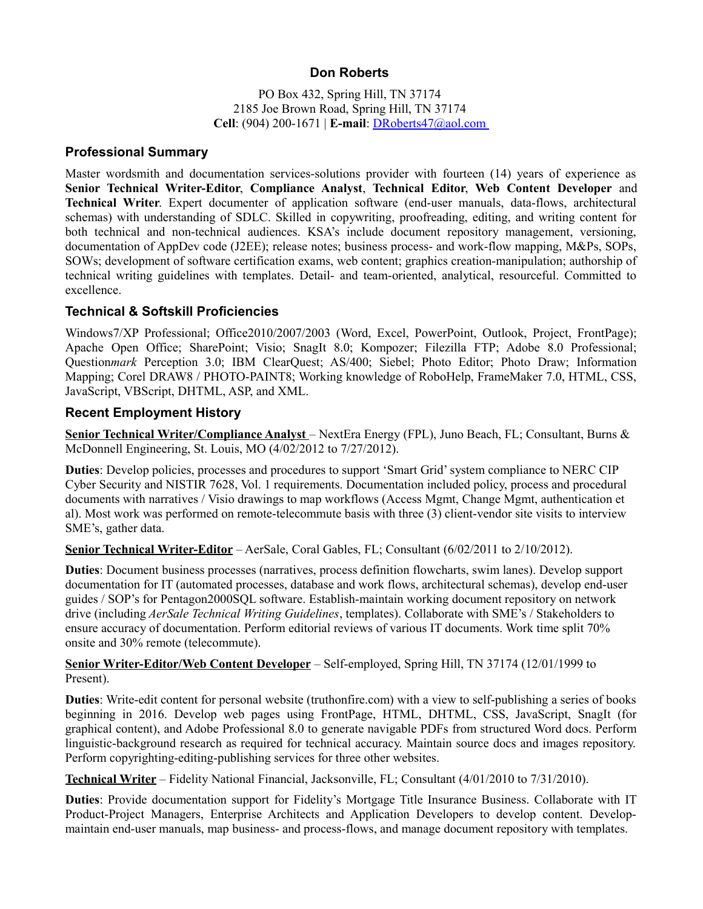# Don Roberts

PO Box 432, Spring Hill, TN 37174
2185 Joe Brown Road, Spring Hill, TN 37174
**Cell**: (904) 200-1671 | **E-mail**: DRoberts47@aol.com

## Professional Summary

Master wordsmith and documentation services-solutions provider with fourteen (14) years of experience as **Senior Technical Writer-Editor**, **Compliance Analyst**, **Technical Editor**, **Web Content Developer** and **Technical Writer**. Expert documenter of application software (end-user manuals, data-flows, architectural schemas) with understanding of SDLC. Skilled in copywriting, proofreading, editing, and writing content for both technical and non-technical audiences. KSA's include document repository management, versioning, documentation of AppDev code (J2EE); release notes; business process- and work-flow mapping, M&Ps, SOPs, SOWs; development of software certification exams, web content; graphics creation-manipulation; authorship of technical writing guidelines with templates. Detail- and team-oriented, analytical, resourceful. Committed to excellence.

## Technical & Softskill Proficiencies

Windows7/XP Professional; Office2010/2007/2003 (Word, Excel, PowerPoint, Outlook, Project, FrontPage); Apache Open Office; SharePoint; Visio; SnagIt 8.0; Kompozer; Filezilla FTP; Adobe 8.0 Professional; Question*mark* Perception 3.0; IBM ClearQuest; AS/400; Siebel; Photo Editor; Photo Draw; Information Mapping; Corel DRAW8 / PHOTO-PAINT8; Working knowledge of RoboHelp, FrameMaker 7.0, HTML, CSS, JavaScript, VBScript, DHTML, ASP, and XML.

## Recent Employment History

**Senior Technical Writer/Compliance Analyst** – NextEra Energy (FPL), Juno Beach, FL; Consultant, Burns & McDonnell Engineering, St. Louis, MO (4/02/2012 to 7/27/2012).

**Duties**: Develop policies, processes and procedures to support 'Smart Grid' system compliance to NERC CIP Cyber Security and NISTIR 7628, Vol. 1 requirements. Documentation included policy, process and procedural documents with narratives / Visio drawings to map workflows (Access Mgmt, Change Mgmt, authentication et al). Most work was performed on remote-telecommute basis with three (3) client-vendor site visits to interview SME's, gather data.

**Senior Technical Writer-Editor** – AerSale, Coral Gables, FL; Consultant (6/02/2011 to 2/10/2012).

**Duties**: Document business processes (narratives, process definition flowcharts, swim lanes). Develop support documentation for IT (automated processes, database and work flows, architectural schemas), develop end-user guides / SOP's for Pentagon2000SQL software. Establish-maintain working document repository on network drive (including *AerSale Technical Writing Guidelines*, templates). Collaborate with SME's / Stakeholders to ensure accuracy of documentation. Perform editorial reviews of various IT documents. Work time split 70% onsite and 30% remote (telecommute).

**Senior Writer-Editor/Web Content Developer** – Self-employed, Spring Hill, TN 37174 (12/01/1999 to Present).

**Duties**: Write-edit content for personal website (truthonfire.com) with a view to self-publishing a series of books beginning in 2016. Develop web pages using FrontPage, HTML, DHTML, CSS, JavaScript, SnagIt (for graphical content), and Adobe Professional 8.0 to generate navigable PDFs from structured Word docs. Perform linguistic-background research as required for technical accuracy. Maintain source docs and images repository. Perform copyrighting-editing-publishing services for three other websites.

**Technical Writer** – Fidelity National Financial, Jacksonville, FL; Consultant (4/01/2010 to 7/31/2010).

**Duties**: Provide documentation support for Fidelity's Mortgage Title Insurance Business. Collaborate with IT Product-Project Managers, Enterprise Architects and Application Developers to develop content. Develop-maintain end-user manuals, map business- and process-flows, and manage document repository with templates.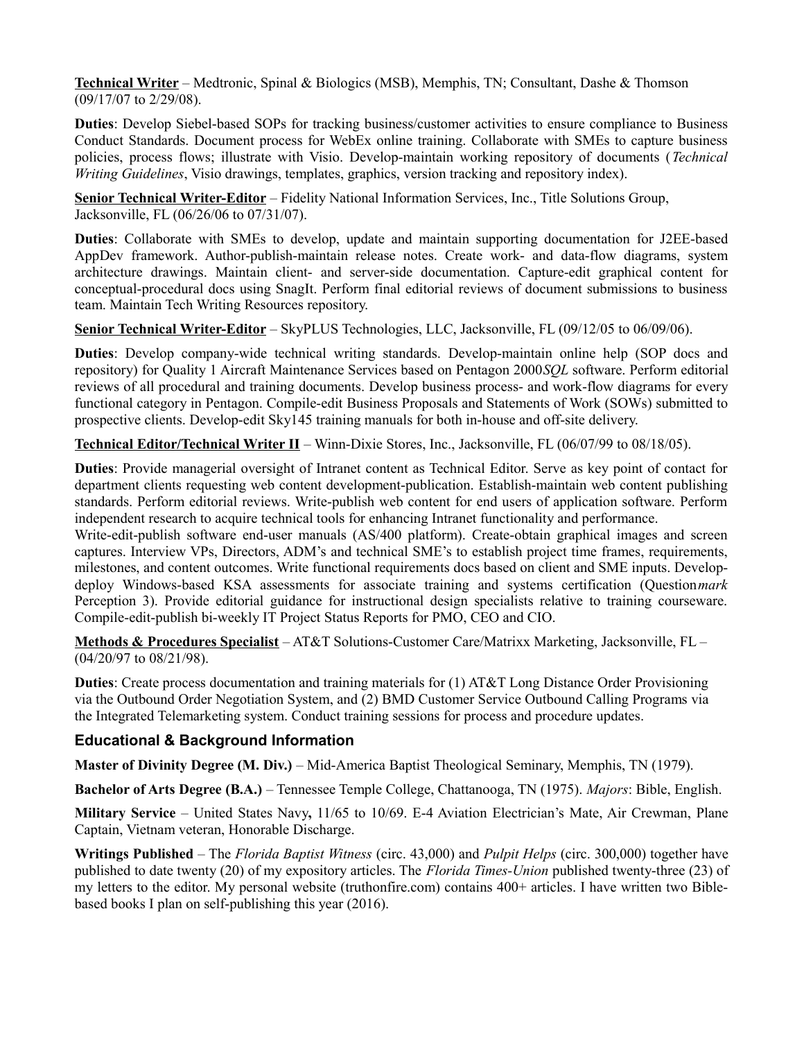**<u>Technical Writer</u>** – Medtronic, Spinal & Biologics (MSB), Memphis, TN; Consultant, Dashe & Thomson (09/17/07 to 2/29/08).

**Duties**: Develop Siebel-based SOPs for tracking business/customer activities to ensure compliance to Business Conduct Standards. Document process for WebEx online training. Collaborate with SMEs to capture business policies, process flows; illustrate with Visio. Develop-maintain working repository of documents (*Technical Writing Guidelines*, Visio drawings, templates, graphics, version tracking and repository index).

**<u>Senior Technical Writer-Editor</u>** – Fidelity National Information Services, Inc., Title Solutions Group, Jacksonville, FL (06/26/06 to 07/31/07).

**Duties**: Collaborate with SMEs to develop, update and maintain supporting documentation for J2EE-based AppDev framework. Author-publish-maintain release notes. Create work- and data-flow diagrams, system architecture drawings. Maintain client- and server-side documentation. Capture-edit graphical content for conceptual-procedural docs using SnagIt. Perform final editorial reviews of document submissions to business team. Maintain Tech Writing Resources repository.

**<u>Senior Technical Writer-Editor</u>** – SkyPLUS Technologies, LLC, Jacksonville, FL (09/12/05 to 06/09/06).

**Duties**: Develop company-wide technical writing standards. Develop-maintain online help (SOP docs and repository) for Quality 1 Aircraft Maintenance Services based on Pentagon 2000*SQL* software. Perform editorial reviews of all procedural and training documents. Develop business process- and work-flow diagrams for every functional category in Pentagon. Compile-edit Business Proposals and Statements of Work (SOWs) submitted to prospective clients. Develop-edit Sky145 training manuals for both in-house and off-site delivery.

**<u>Technical Editor/Technical Writer II</u>** – Winn-Dixie Stores, Inc., Jacksonville, FL (06/07/99 to 08/18/05).

**Duties**: Provide managerial oversight of Intranet content as Technical Editor. Serve as key point of contact for department clients requesting web content development-publication. Establish-maintain web content publishing standards. Perform editorial reviews. Write-publish web content for end users of application software. Perform independent research to acquire technical tools for enhancing Intranet functionality and performance.
Write-edit-publish software end-user manuals (AS/400 platform). Create-obtain graphical images and screen captures. Interview VPs, Directors, ADM's and technical SME's to establish project time frames, requirements, milestones, and content outcomes. Write functional requirements docs based on client and SME inputs. Develop-deploy Windows-based KSA assessments for associate training and systems certification (Question*mark* Perception 3). Provide editorial guidance for instructional design specialists relative to training courseware. Compile-edit-publish bi-weekly IT Project Status Reports for PMO, CEO and CIO.

**<u>Methods & Procedures Specialist</u>** – AT&T Solutions-Customer Care/Matrixx Marketing, Jacksonville, FL – (04/20/97 to 08/21/98).

**Duties**: Create process documentation and training materials for (1) AT&T Long Distance Order Provisioning via the Outbound Order Negotiation System, and (2) BMD Customer Service Outbound Calling Programs via the Integrated Telemarketing system. Conduct training sessions for process and procedure updates.

## Educational & Background Information

**Master of Divinity Degree (M. Div.)** – Mid-America Baptist Theological Seminary, Memphis, TN (1979).

**Bachelor of Arts Degree (B.A.)** – Tennessee Temple College, Chattanooga, TN (1975). *Majors*: Bible, English.

**Military Service** – United States Navy**,** 11/65 to 10/69. E-4 Aviation Electrician's Mate, Air Crewman, Plane Captain, Vietnam veteran, Honorable Discharge.

**Writings Published** – The *Florida Baptist Witness* (circ. 43,000) and *Pulpit Helps* (circ. 300,000) together have published to date twenty (20) of my expository articles. The *Florida Times-Union* published twenty-three (23) of my letters to the editor. My personal website (truthonfire.com) contains 400+ articles. I have written two Bible-based books I plan on self-publishing this year (2016).